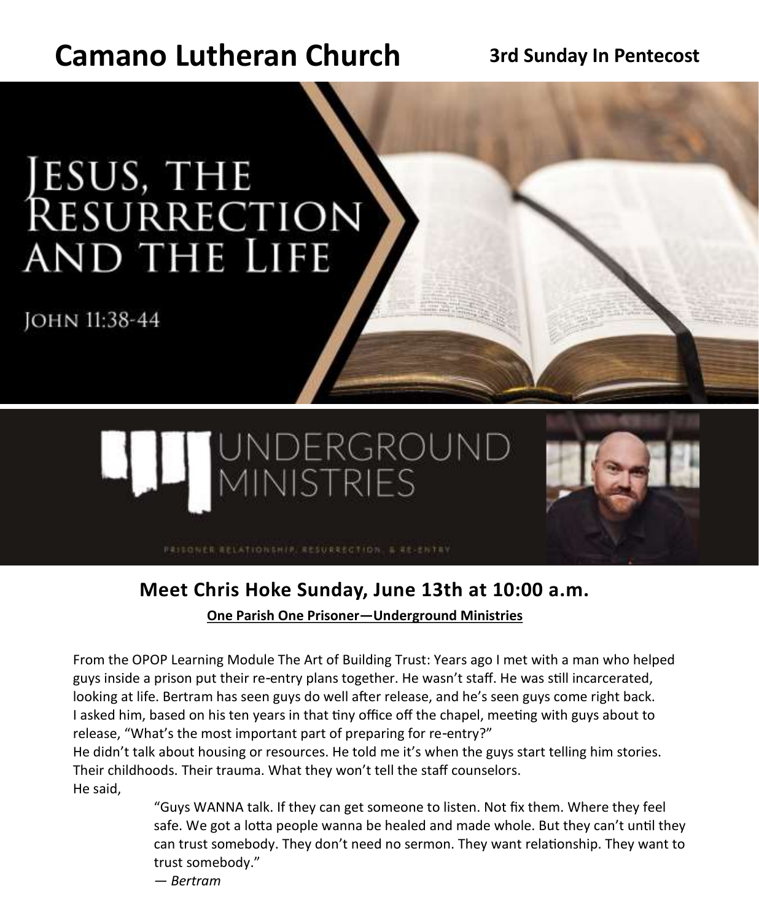# Camano Lutheran Church

**3rd Sunday In Pentecost**

# Jesus, the Resurrection and the Life

John 11:38-44

## Underground Ministries

Prisoner Relationship, Resurrection, & Re-Entry

## Meet Chris Hoke Sunday, June 13th at 10:00 a.m.

**One Parish One Prisoner—Underground Ministries**

From the OPOP Learning Module The Art of Building Trust: Years ago I met with a man who helped guys inside a prison put their re-entry plans together. He wasn't staff. He was still incarcerated, looking at life. Bertram has seen guys do well after release, and he's seen guys come right back. I asked him, based on his ten years in that tiny office off the chapel, meeting with guys about to release, "What's the most important part of preparing for re-entry?"

He didn't talk about housing or resources. He told me it's when the guys start telling him stories. Their childhoods. Their trauma. What they won't tell the staff counselors.

He said,

> "Guys WANNA talk. If they can get someone to listen. Not fix them. Where they feel safe. We got a lotta people wanna be healed and made whole. But they can't until they can trust somebody. They don't need no sermon. They want relationship. They want to trust somebody."
>
> — *Bertram*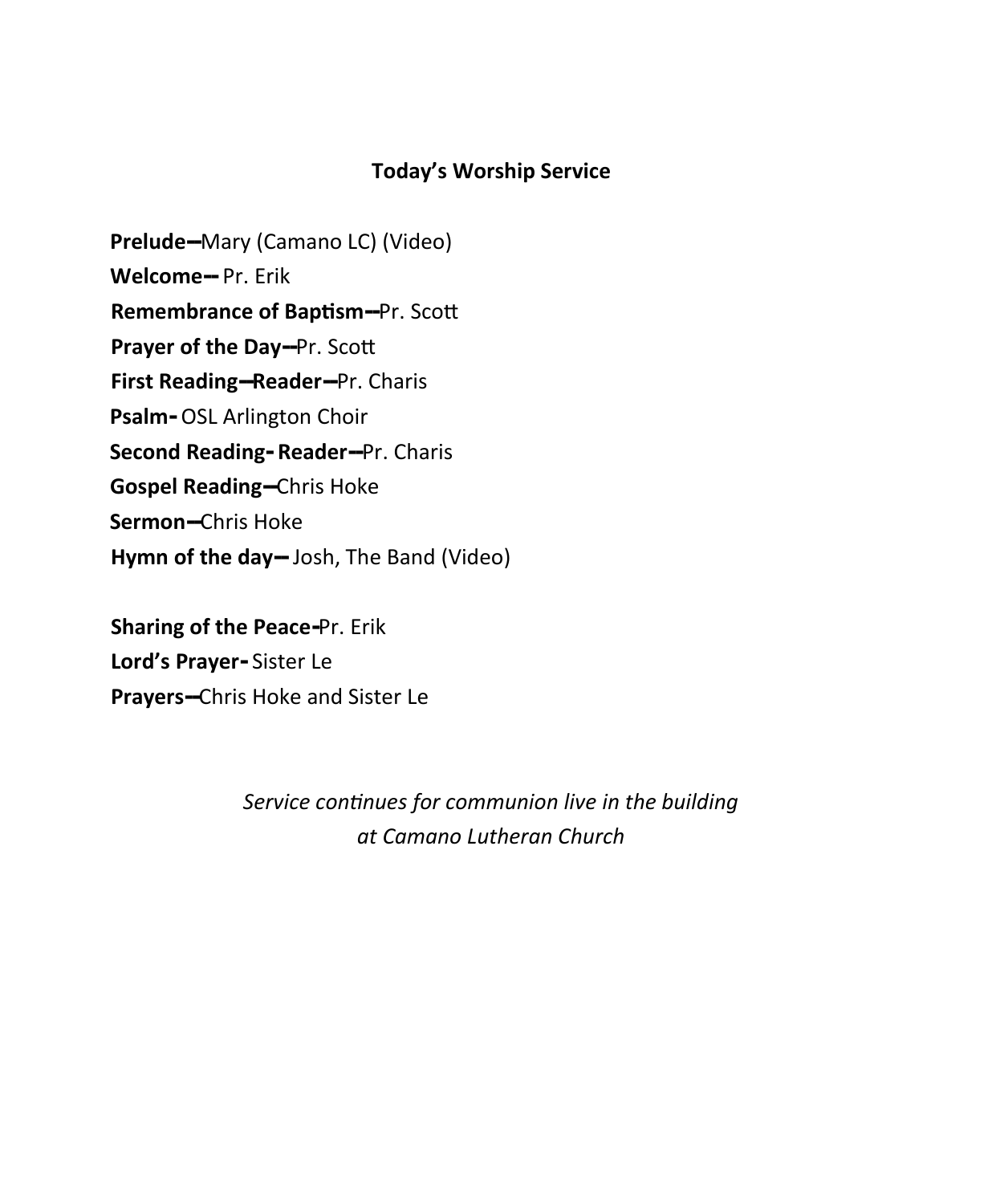# Today's Worship Service

**Prelude**—Mary (Camano LC) (Video)

**Welcome**— Pr. Erik

**Remembrance of Baptism**—Pr. Scott

**Prayer of the Day**—Pr. Scott

**First Reading**—**Reader**—Pr. Charis

**Psalm**- OSL Arlington Choir

**Second Reading**- **Reader**—Pr. Charis

**Gospel Reading**—Chris Hoke

**Sermon**—Chris Hoke

**Hymn of the day**— Josh, The Band (Video)

**Sharing of the Peace**-Pr. Erik

**Lord's Prayer**- Sister Le

**Prayers**—Chris Hoke and Sister Le

*Service continues for communion live in the building*
*at Camano Lutheran Church*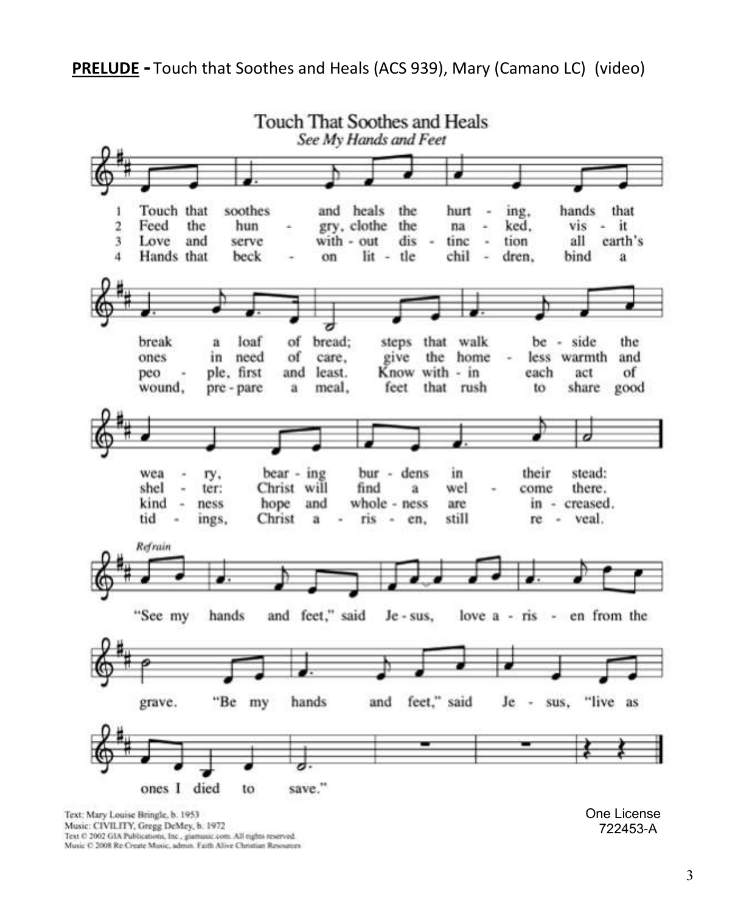**PRELUDE -** Touch that Soothes and Heals (ACS 939), Mary (Camano LC) (video)

## Touch That Soothes and Heals

*See My Hands and Feet*

1 Touch that soothes and heals the hurting, hands that break a loaf of bread; steps that walk beside the weary, bearing burdens in their stead:

2 Feed the hungry, clothe the naked, visit ones in need of care, give the homeless warmth and shelter: Christ will find a welcome there.

3 Love and serve without distinction all earth's people, first and least. Know within each act of kindness hope and wholeness are increased.

4 Hands that beckon little children, bind a wound, prepare a meal, feet that rush to share good tidings, Christ arisen, still reveal.

*Refrain*

"See my hands and feet," said Jesus, love arisen from the grave. "Be my hands and feet," said Jesus, "live as ones I died to save."

Text: Mary Louise Bringle, b. 1953
Music: CIVILITY, Gregg DeMey, b. 1972
Text © 2002 GIA Publications, Inc., giamusic.com. All rights reserved.
Music © 2008 Re:Create Music, admin. Faith Alive Christian Resources

One License 722453-A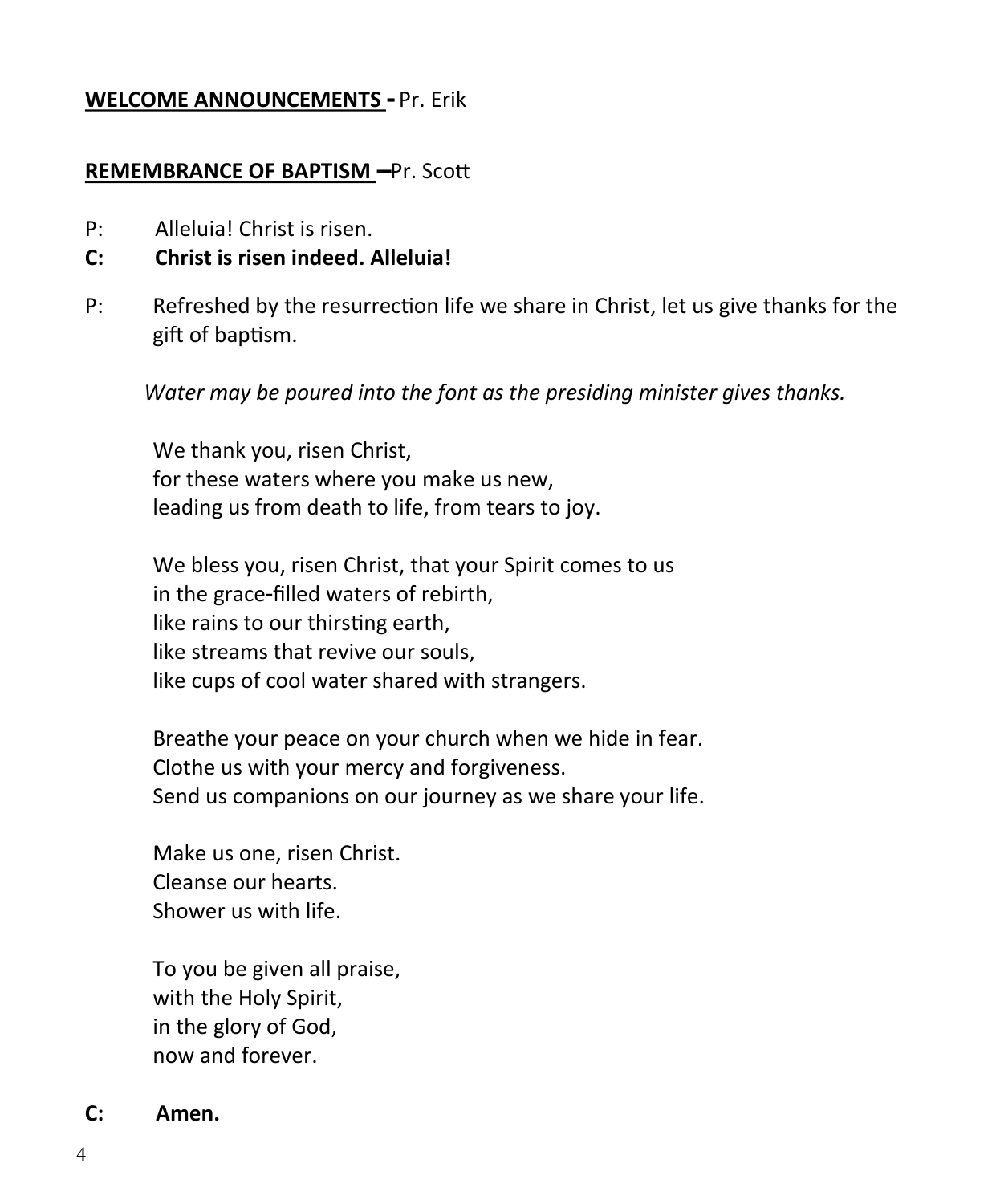**WELCOME ANNOUNCEMENTS -** Pr. Erik

**REMEMBRANCE OF BAPTISM –** Pr. Scott

P: Alleluia! Christ is risen.

**C: Christ is risen indeed. Alleluia!**

P: Refreshed by the resurrection life we share in Christ, let us give thanks for the gift of baptism.

*Water may be poured into the font as the presiding minister gives thanks.*

We thank you, risen Christ,
for these waters where you make us new,
leading us from death to life, from tears to joy.

We bless you, risen Christ, that your Spirit comes to us
in the grace-filled waters of rebirth,
like rains to our thirsting earth,
like streams that revive our souls,
like cups of cool water shared with strangers.

Breathe your peace on your church when we hide in fear.
Clothe us with your mercy and forgiveness.
Send us companions on our journey as we share your life.

Make us one, risen Christ.
Cleanse our hearts.
Shower us with life.

To you be given all praise,
with the Holy Spirit,
in the glory of God,
now and forever.

**C: Amen.**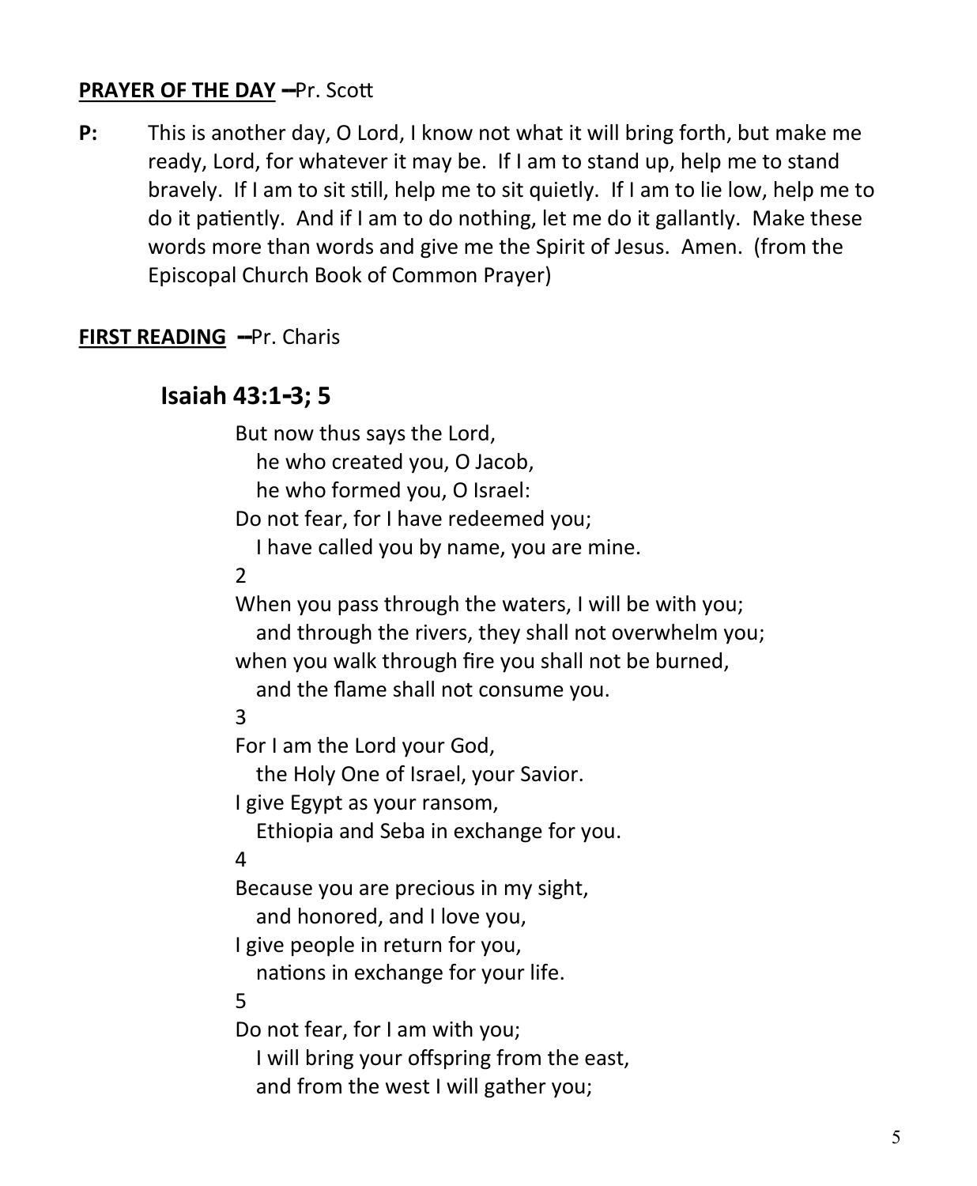**PRAYER OF THE DAY** –Pr. Scott

**P:** This is another day, O Lord, I know not what it will bring forth, but make me ready, Lord, for whatever it may be. If I am to stand up, help me to stand bravely. If I am to sit still, help me to sit quietly. If I am to lie low, help me to do it patiently. And if I am to do nothing, let me do it gallantly. Make these words more than words and give me the Spirit of Jesus. Amen. (from the Episcopal Church Book of Common Prayer)

**FIRST READING** –Pr. Charis

## Isaiah 43:1-3; 5

But now thus says the Lord,
  he who created you, O Jacob,
  he who formed you, O Israel:
Do not fear, for I have redeemed you;
  I have called you by name, you are mine.
2
When you pass through the waters, I will be with you;
  and through the rivers, they shall not overwhelm you;
when you walk through fire you shall not be burned,
  and the flame shall not consume you.
3
For I am the Lord your God,
  the Holy One of Israel, your Savior.
I give Egypt as your ransom,
  Ethiopia and Seba in exchange for you.
4
Because you are precious in my sight,
  and honored, and I love you,
I give people in return for you,
  nations in exchange for your life.
5
Do not fear, for I am with you;
  I will bring your offspring from the east,
  and from the west I will gather you;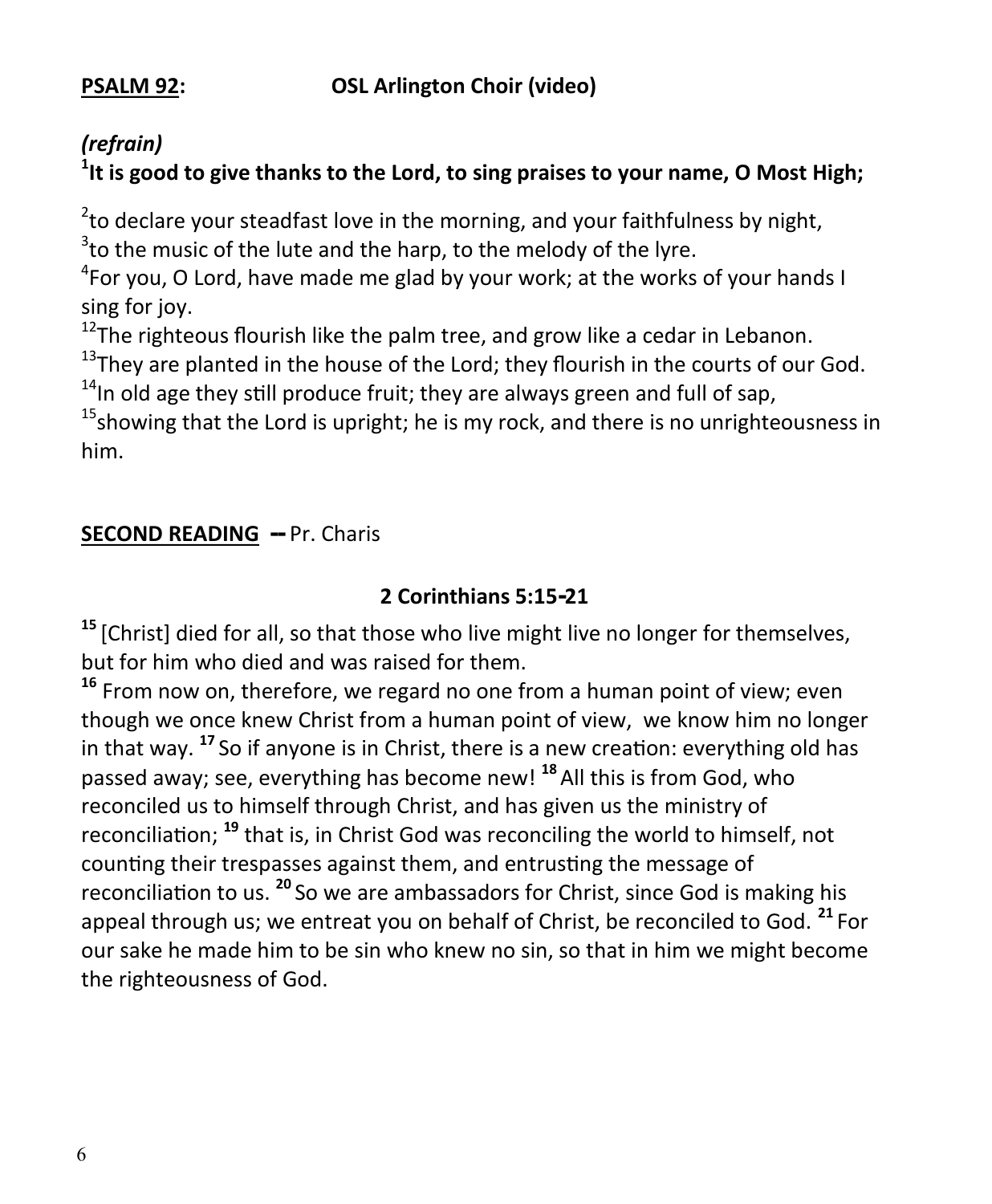**PSALM 92:** **OSL Arlington Choir (video)**

***(refrain)***

**[1]It is good to give thanks to the Lord, to sing praises to your name, O Most High;**

[2]to declare your steadfast love in the morning, and your faithfulness by night,
[3]to the music of the lute and the harp, to the melody of the lyre.
[4]For you, O Lord, have made me glad by your work; at the works of your hands I sing for joy.
[12]The righteous flourish like the palm tree, and grow like a cedar in Lebanon.
[13]They are planted in the house of the Lord; they flourish in the courts of our God.
[14]In old age they still produce fruit; they are always green and full of sap,
[15]showing that the Lord is upright; he is my rock, and there is no unrighteousness in him.

**SECOND READING** -- Pr. Charis

**2 Corinthians 5:15-21**

**[15]** [Christ] died for all, so that those who live might live no longer for themselves, but for him who died and was raised for them.
**[16]** From now on, therefore, we regard no one from a human point of view; even though we once knew Christ from a human point of view, we know him no longer in that way. **[17]** So if anyone is in Christ, there is a new creation: everything old has passed away; see, everything has become new! **[18]** All this is from God, who reconciled us to himself through Christ, and has given us the ministry of reconciliation; **[19]** that is, in Christ God was reconciling the world to himself, not counting their trespasses against them, and entrusting the message of reconciliation to us. **[20]** So we are ambassadors for Christ, since God is making his appeal through us; we entreat you on behalf of Christ, be reconciled to God. **[21]** For our sake he made him to be sin who knew no sin, so that in him we might become the righteousness of God.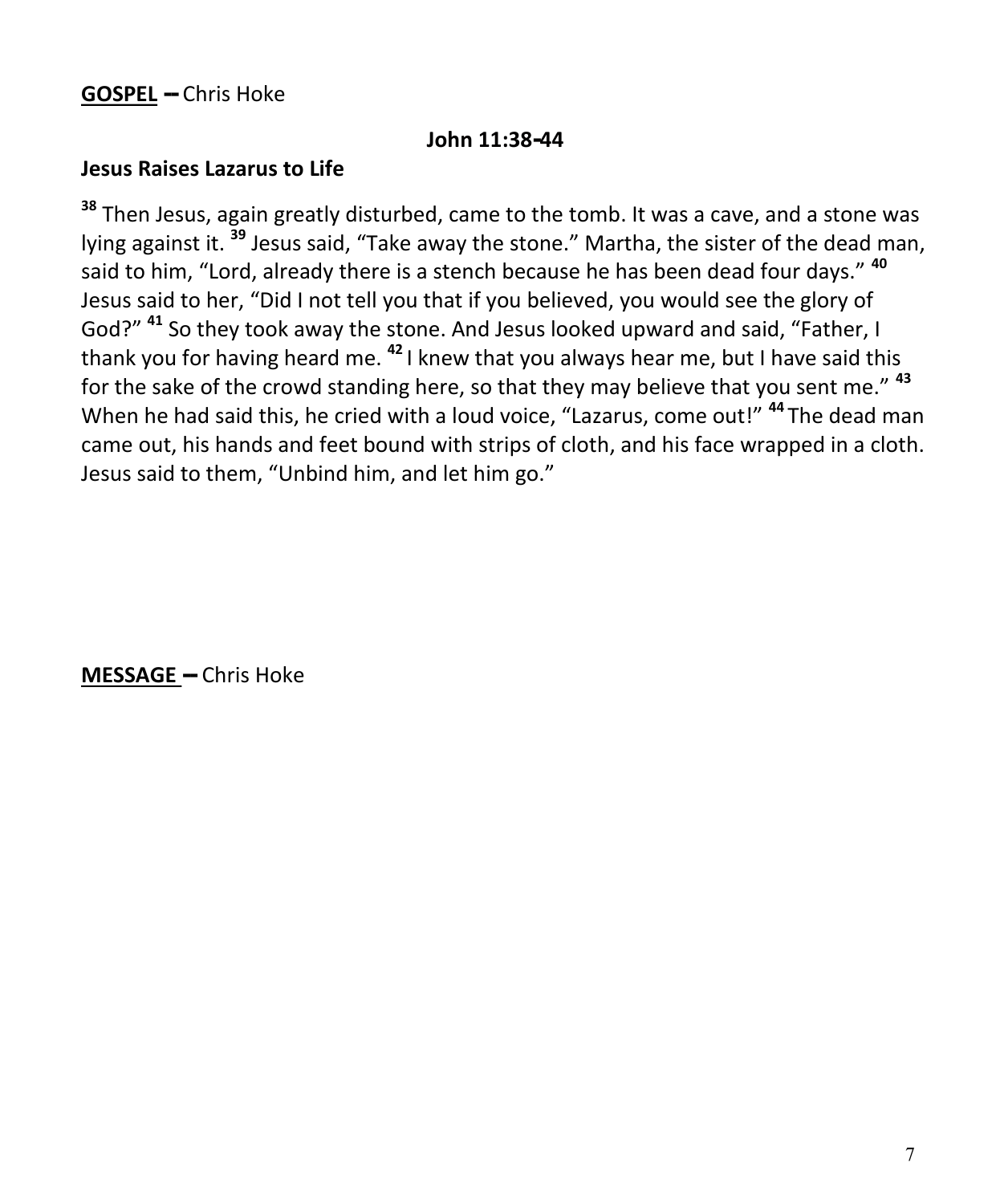**<u>GOSPEL</u> –** Chris Hoke

**John 11:38-44**

**Jesus Raises Lazarus to Life**

**38** Then Jesus, again greatly disturbed, came to the tomb. It was a cave, and a stone was lying against it. **39** Jesus said, "Take away the stone." Martha, the sister of the dead man, said to him, "Lord, already there is a stench because he has been dead four days." **40** Jesus said to her, "Did I not tell you that if you believed, you would see the glory of God?" **41** So they took away the stone. And Jesus looked upward and said, "Father, I thank you for having heard me. **42** I knew that you always hear me, but I have said this for the sake of the crowd standing here, so that they may believe that you sent me." **43** When he had said this, he cried with a loud voice, "Lazarus, come out!" **44** The dead man came out, his hands and feet bound with strips of cloth, and his face wrapped in a cloth. Jesus said to them, "Unbind him, and let him go."

**<u>MESSAGE</u> –** Chris Hoke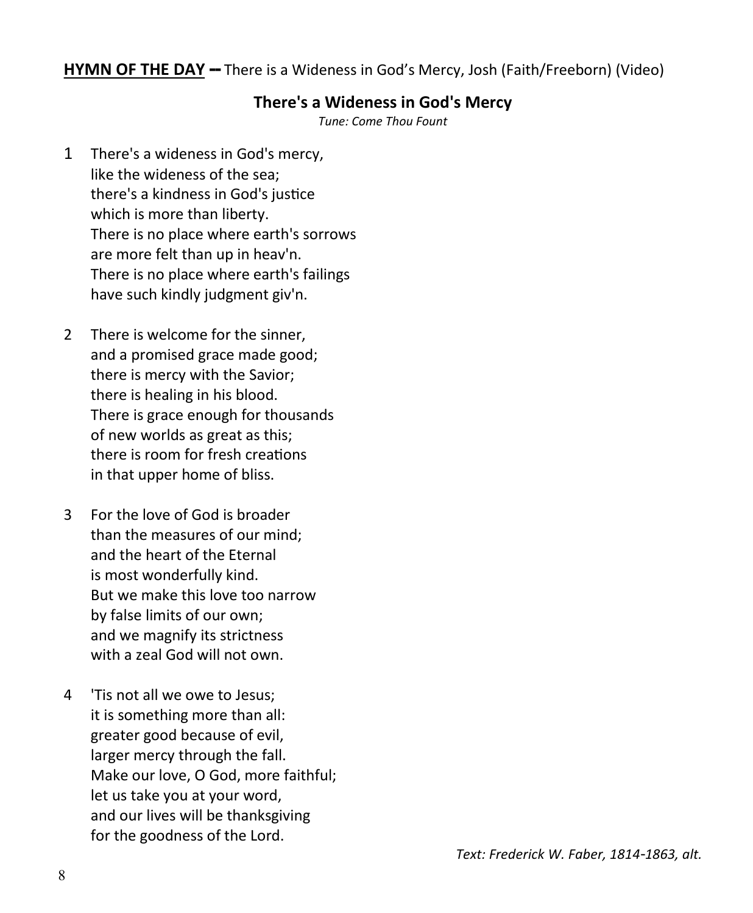**HYMN OF THE DAY** – There is a Wideness in God's Mercy, Josh (Faith/Freeborn) (Video)

## There's a Wideness in God's Mercy

*Tune: Come Thou Fount*

1 There's a wideness in God's mercy,
like the wideness of the sea;
there's a kindness in God's justice
which is more than liberty.
There is no place where earth's sorrows
are more felt than up in heav'n.
There is no place where earth's failings
have such kindly judgment giv'n.

2 There is welcome for the sinner,
and a promised grace made good;
there is mercy with the Savior;
there is healing in his blood.
There is grace enough for thousands
of new worlds as great as this;
there is room for fresh creations
in that upper home of bliss.

3 For the love of God is broader
than the measures of our mind;
and the heart of the Eternal
is most wonderfully kind.
But we make this love too narrow
by false limits of our own;
and we magnify its strictness
with a zeal God will not own.

4 'Tis not all we owe to Jesus;
it is something more than all:
greater good because of evil,
larger mercy through the fall.
Make our love, O God, more faithful;
let us take you at your word,
and our lives will be thanksgiving
for the goodness of the Lord.

*Text: Frederick W. Faber, 1814-1863, alt.*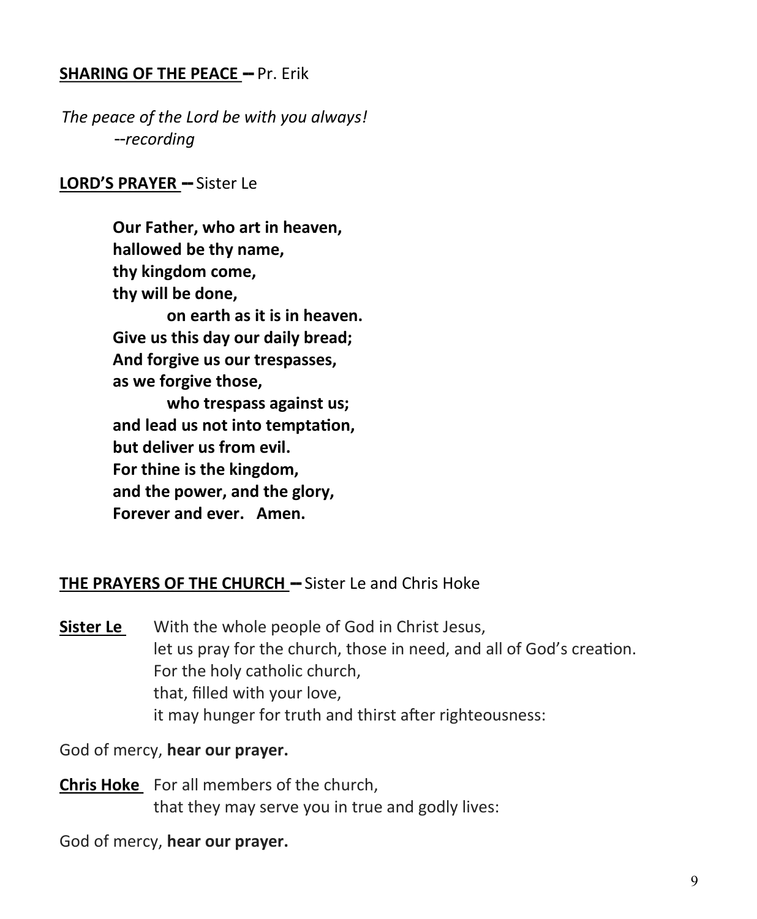**SHARING OF THE PEACE –** Pr. Erik

*The peace of the Lord be with you always!*
*--recording*

**LORD'S PRAYER –** Sister Le

**Our Father, who art in heaven,**
**hallowed be thy name,**
**thy kingdom come,**
**thy will be done,**
**on earth as it is in heaven.**
**Give us this day our daily bread;**
**And forgive us our trespasses,**
**as we forgive those,**
**who trespass against us;**
**and lead us not into temptation,**
**but deliver us from evil.**
**For thine is the kingdom,**
**and the power, and the glory,**
**Forever and ever. Amen.**

**THE PRAYERS OF THE CHURCH –** Sister Le and Chris Hoke

**Sister Le** With the whole people of God in Christ Jesus,
let us pray for the church, those in need, and all of God's creation.
For the holy catholic church,
that, filled with your love,
it may hunger for truth and thirst after righteousness:

God of mercy, **hear our prayer.**

**Chris Hoke** For all members of the church,
that they may serve you in true and godly lives:

God of mercy, **hear our prayer.**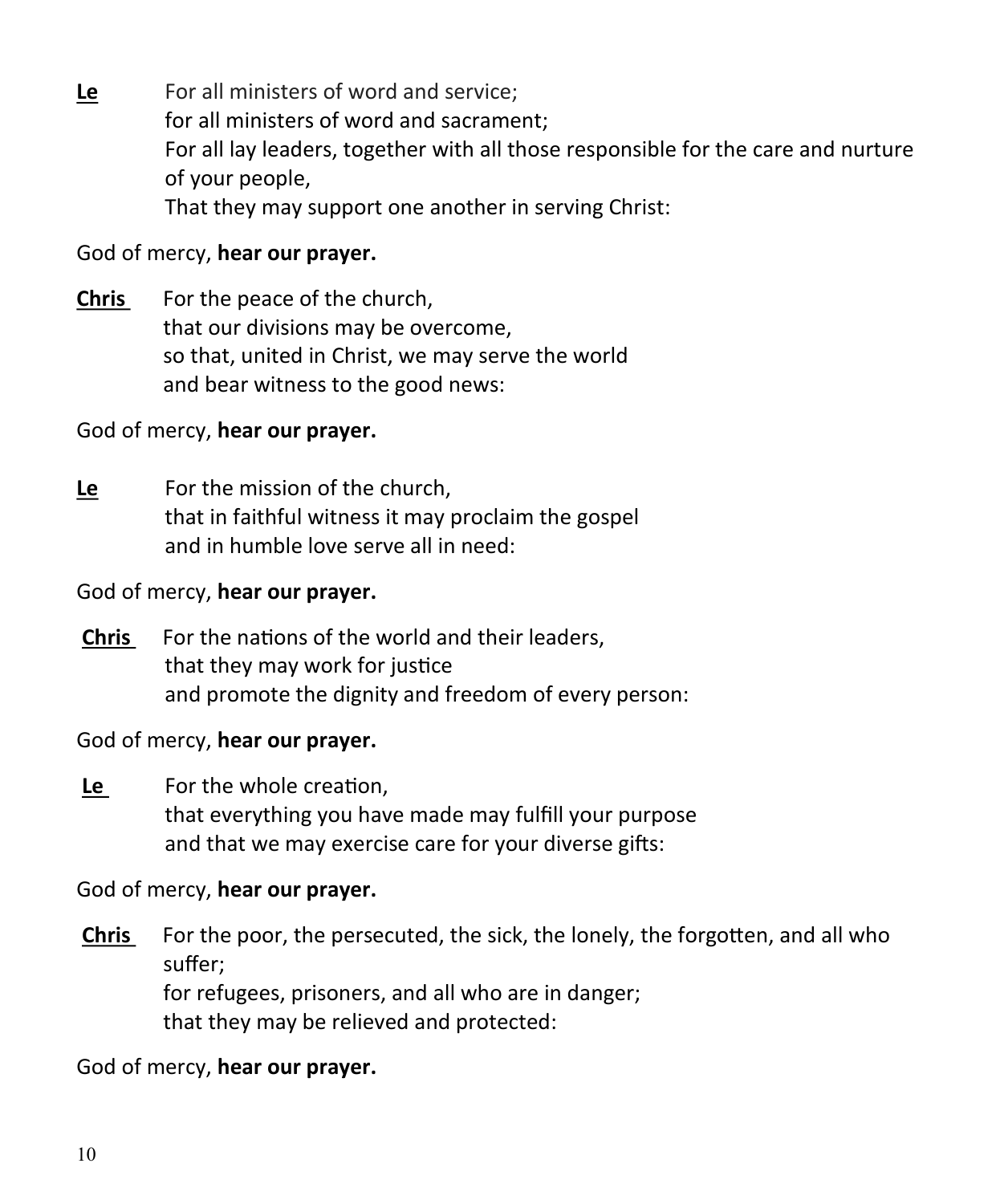**Le** For all ministers of word and service;
for all ministers of word and sacrament;
For all lay leaders, together with all those responsible for the care and nurture of your people,
That they may support one another in serving Christ:

God of mercy, **hear our prayer.**

**Chris** For the peace of the church,
that our divisions may be overcome,
so that, united in Christ, we may serve the world
and bear witness to the good news:

God of mercy, **hear our prayer.**

**Le** For the mission of the church,
that in faithful witness it may proclaim the gospel
and in humble love serve all in need:

God of mercy, **hear our prayer.**

**Chris** For the nations of the world and their leaders,
that they may work for justice
and promote the dignity and freedom of every person:

God of mercy, **hear our prayer.**

**Le** For the whole creation,
that everything you have made may fulfill your purpose
and that we may exercise care for your diverse gifts:

God of mercy, **hear our prayer.**

**Chris** For the poor, the persecuted, the sick, the lonely, the forgotten, and all who suffer;
for refugees, prisoners, and all who are in danger;
that they may be relieved and protected:

God of mercy, **hear our prayer.**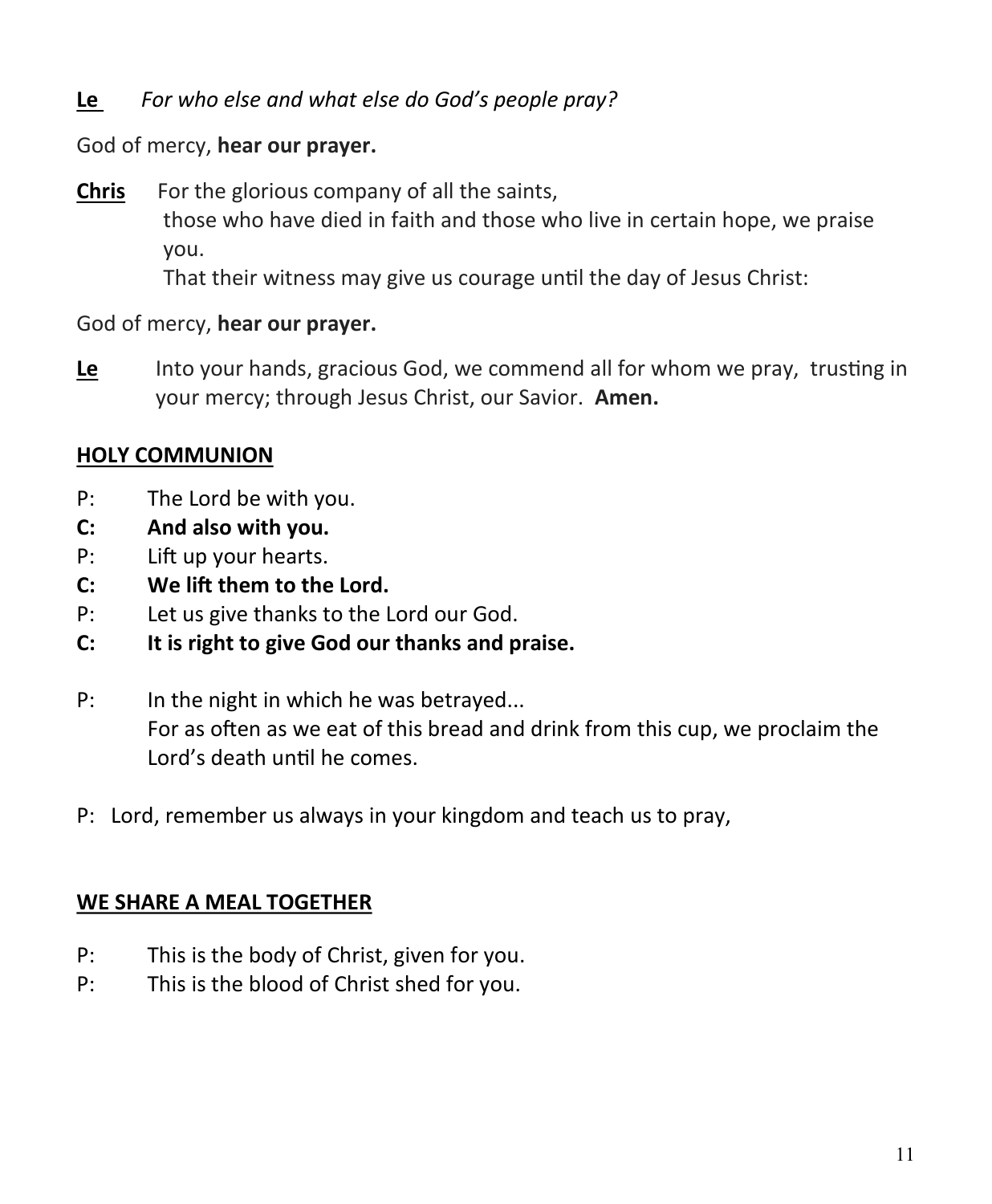**<u>Le</u>** *For who else and what else do God's people pray?*

God of mercy, **hear our prayer.**

**<u>Chris</u>** For the glorious company of all the saints,
those who have died in faith and those who live in certain hope, we praise you.
That their witness may give us courage until the day of Jesus Christ:

God of mercy, **hear our prayer.**

**<u>Le</u>** Into your hands, gracious God, we commend all for whom we pray, trusting in your mercy; through Jesus Christ, our Savior. **Amen.**

## <u>HOLY COMMUNION</u>

P: The Lord be with you.
**C: And also with you.**
P: Lift up your hearts.
**C: We lift them to the Lord.**
P: Let us give thanks to the Lord our God.
**C: It is right to give God our thanks and praise.**

P: In the night in which he was betrayed...
For as often as we eat of this bread and drink from this cup, we proclaim the Lord's death until he comes.

P: Lord, remember us always in your kingdom and teach us to pray,

## <u>WE SHARE A MEAL TOGETHER</u>

P: This is the body of Christ, given for you.
P: This is the blood of Christ shed for you.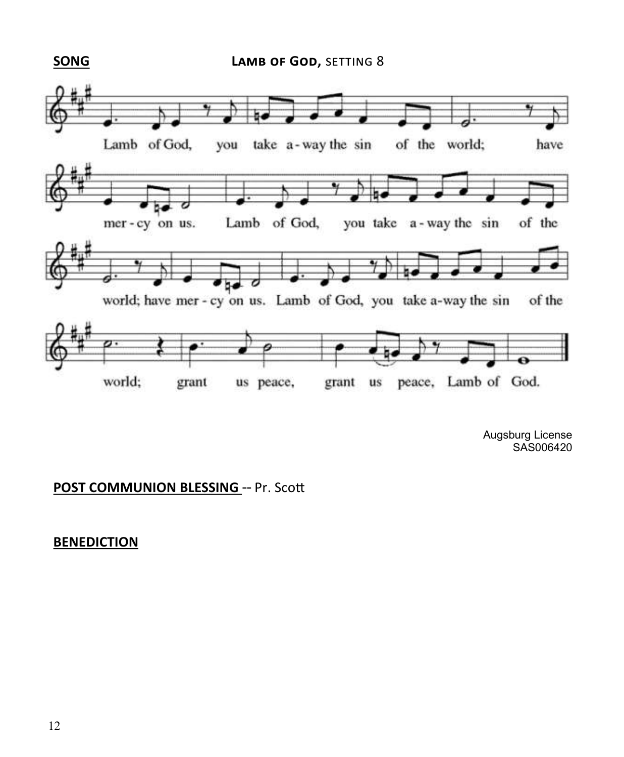**SONG** **LAMB OF GOD,** SETTING 8

Lamb of God, you take away the sin of the world; have mercy on us. Lamb of God, you take away the sin of the world; have mercy on us. Lamb of God, you take away the sin of the world; grant us peace, grant us peace, Lamb of God.

Augsburg License
SAS006420

**POST COMMUNION BLESSING** -- Pr. Scott

**BENEDICTION**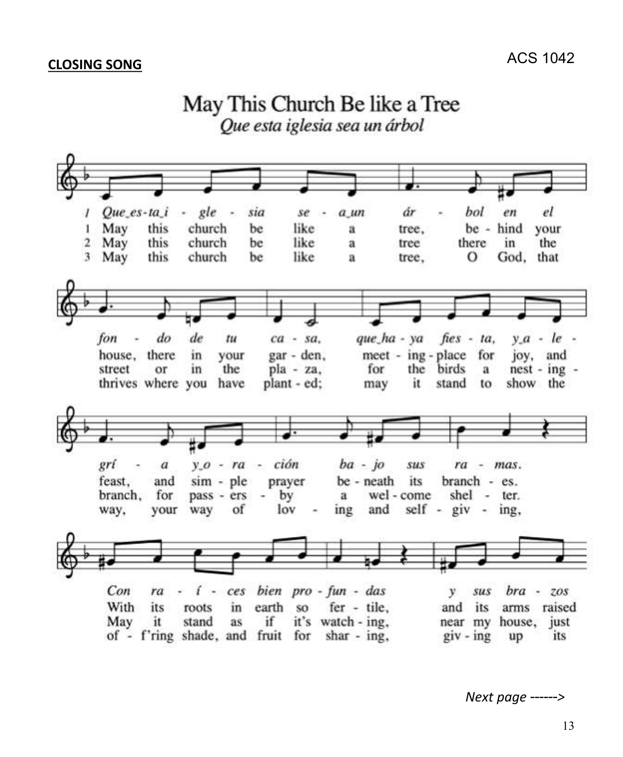**CLOSING SONG**

ACS 1042

# May This Church Be like a Tree

*Que esta iglesia sea un árbol*

*1 Que esta iglesia sea un árbol en el fondo de tu casa, que haya fiesta, y alegría y oración bajo sus ramas.*

1 May this church be like a tree, behind your house, there in your garden, meeting-place for joy, and feast, and simple prayer beneath its branches.

2 May this church be like a tree there in the street or in the plaza, for the birds a nesting-branch, for passers-by a welcome shelter.

3 May this church be like a tree, O God, that thrives where you have planted; may it stand to show the way, your way of loving and self-giving,

*Con raíces bien profundas y sus brazos*

With its roots in earth so fertile, and its arms raised

May it stand as if it's watching, near my house, just

of-f'ring shade, and fruit for sharing, giving up its

*Next page ------>*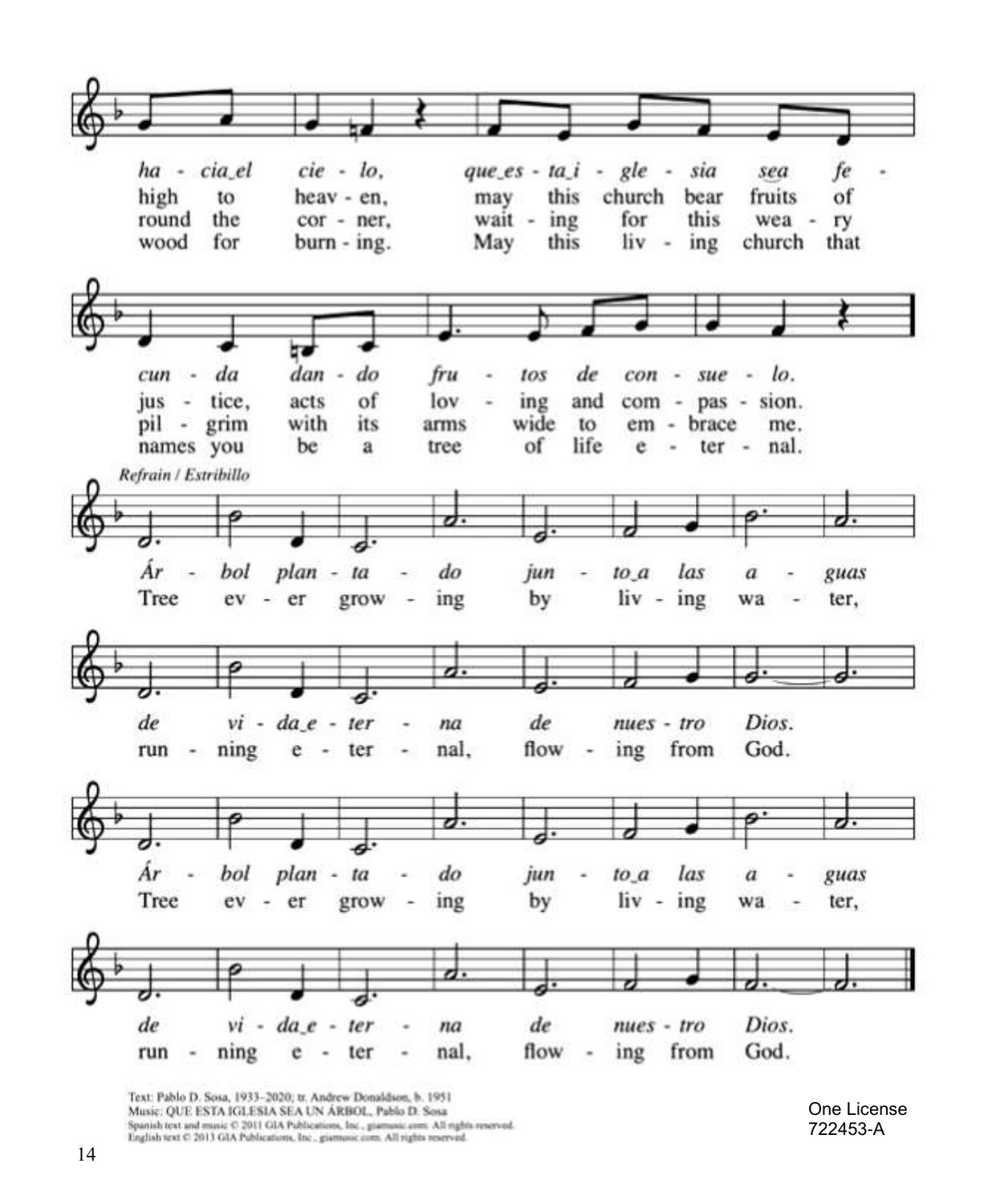*ha - cia el cie - lo, que es - ta i - gle - sia sea fe - cun - da dan - do fru - tos de con - sue - lo.*

high to heav - en, may this church bear fruits of jus - tice, acts of lov - ing and com - pas - sion.

round the cor - ner, wait - ing for this wea - ry pil - grim with its arms wide to em - brace me.

wood for burn - ing. May this liv - ing church that names you be a tree of life e - ter - nal.

*Refrain / Estribillo*

*Ár - bol plan - ta - do jun - to a las a - guas de vi - da e - ter - na de nues - tro Dios.*

Tree ev - er grow - ing by liv - ing wa - ter, run - ning e - ter - nal, flow - ing from God.

*Ár - bol plan - ta - do jun - to a las a - guas de vi - da e - ter - na de nues - tro Dios.*

Tree ev - er grow - ing by liv - ing wa - ter, run - ning e - ter - nal, flow - ing from God.

Text: Pablo D. Sosa, 1933–2020; tr. Andrew Donaldson, b. 1951
Music: QUE ESTA IGLESIA SEA UN ÁRBOL, Pablo D. Sosa
Spanish text and music © 2011 GIA Publications, Inc., giamusic.com. All rights reserved.
English text © 2013 GIA Publications, Inc., giamusic.com. All rights reserved.

One License 722453-A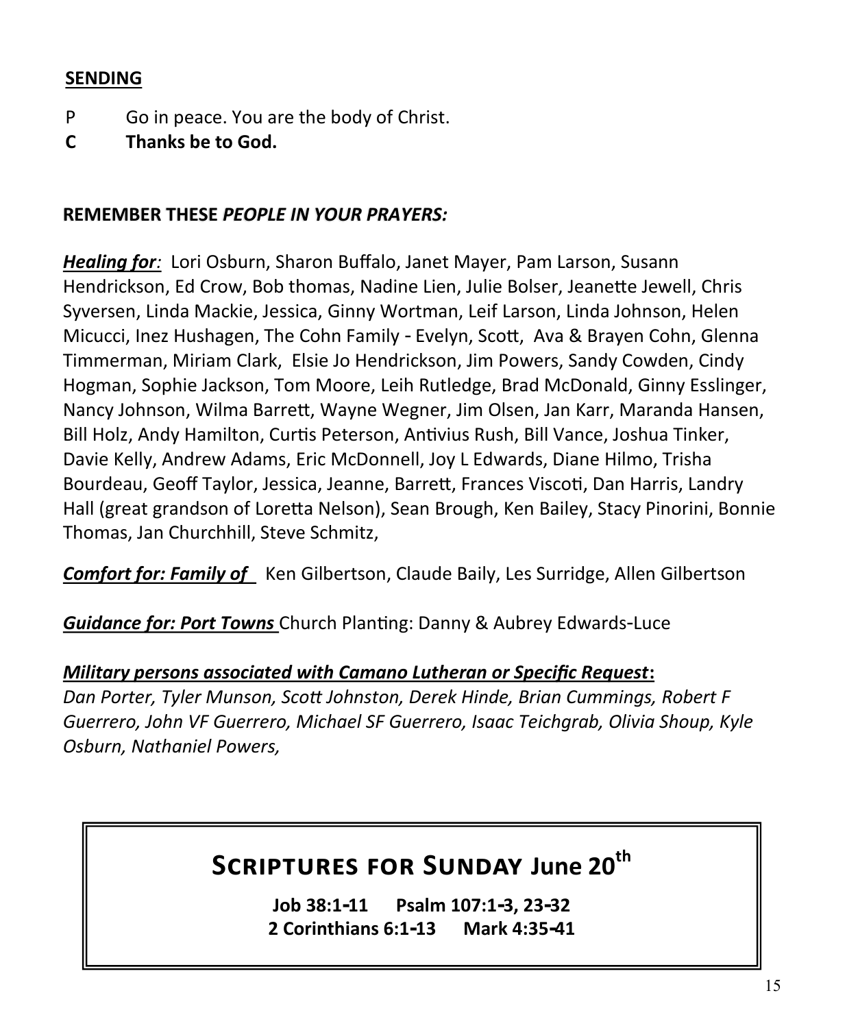**SENDING**

P Go in peace. You are the body of Christ.

**C Thanks be to God.**

**REMEMBER THESE *PEOPLE IN YOUR PRAYERS:***

***Healing for**:* Lori Osburn, Sharon Buffalo, Janet Mayer, Pam Larson, Susann Hendrickson, Ed Crow, Bob thomas, Nadine Lien, Julie Bolser, Jeanette Jewell, Chris Syversen, Linda Mackie, Jessica, Ginny Wortman, Leif Larson, Linda Johnson, Helen Micucci, Inez Hushagen, The Cohn Family - Evelyn, Scott, Ava & Brayen Cohn, Glenna Timmerman, Miriam Clark, Elsie Jo Hendrickson, Jim Powers, Sandy Cowden, Cindy Hogman, Sophie Jackson, Tom Moore, Leih Rutledge, Brad McDonald, Ginny Esslinger, Nancy Johnson, Wilma Barrett, Wayne Wegner, Jim Olsen, Jan Karr, Maranda Hansen, Bill Holz, Andy Hamilton, Curtis Peterson, Antivius Rush, Bill Vance, Joshua Tinker, Davie Kelly, Andrew Adams, Eric McDonnell, Joy L Edwards, Diane Hilmo, Trisha Bourdeau, Geoff Taylor, Jessica, Jeanne, Barrett, Frances Viscoti, Dan Harris, Landry Hall (great grandson of Loretta Nelson), Sean Brough, Ken Bailey, Stacy Pinorini, Bonnie Thomas, Jan Churchhill, Steve Schmitz,

***Comfort for: Family of*** Ken Gilbertson, Claude Baily, Les Surridge, Allen Gilbertson

***Guidance for: Port Towns*** Church Planting: Danny & Aubrey Edwards-Luce

***Military persons associated with Camano Lutheran or Specific Request*:**
*Dan Porter, Tyler Munson, Scott Johnston, Derek Hinde, Brian Cummings, Robert F Guerrero, John VF Guerrero, Michael SF Guerrero, Isaac Teichgrab, Olivia Shoup, Kyle Osburn, Nathaniel Powers,*

## SCRIPTURES FOR SUNDAY June 20th

**Job 38:1-11 Psalm 107:1-3, 23-32**
**2 Corinthians 6:1-13 Mark 4:35-41**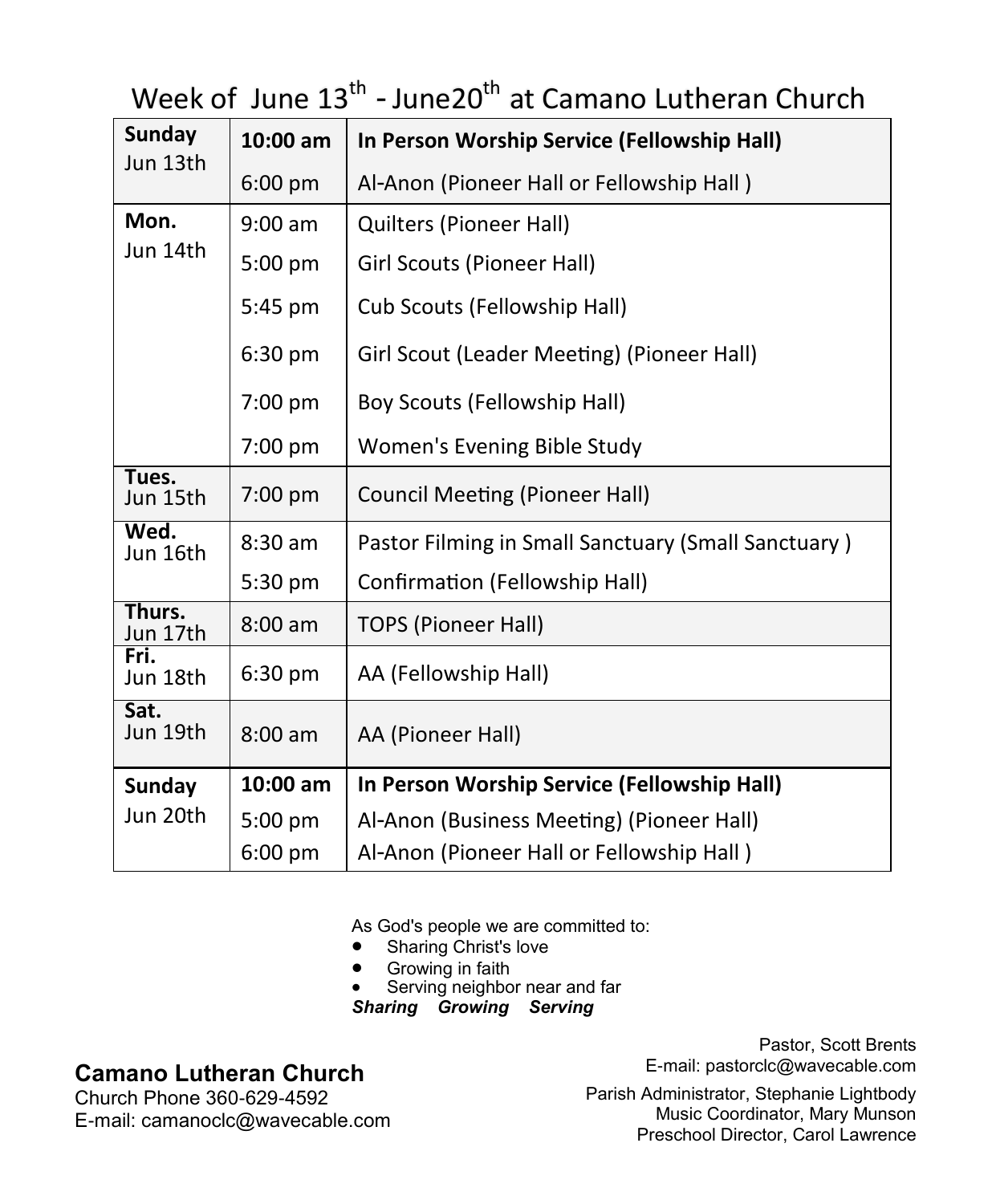# Week of June 13th - June20th at Camano Lutheran Church

| | | |
|---|---|---|
| **Sunday** Jun 13th | **10:00 am** | **In Person Worship Service (Fellowship Hall)** |
| | 6:00 pm | Al-Anon (Pioneer Hall or Fellowship Hall ) |
| **Mon.** Jun 14th | 9:00 am | Quilters (Pioneer Hall) |
| | 5:00 pm | Girl Scouts (Pioneer Hall) |
| | 5:45 pm | Cub Scouts (Fellowship Hall) |
| | 6:30 pm | Girl Scout (Leader Meeting) (Pioneer Hall) |
| | 7:00 pm | Boy Scouts (Fellowship Hall) |
| | 7:00 pm | Women's Evening Bible Study |
| **Tues.** Jun 15th | 7:00 pm | Council Meeting (Pioneer Hall) |
| **Wed.** Jun 16th | 8:30 am | Pastor Filming in Small Sanctuary (Small Sanctuary ) |
| | 5:30 pm | Confirmation (Fellowship Hall) |
| **Thurs.** Jun 17th | 8:00 am | TOPS (Pioneer Hall) |
| **Fri.** Jun 18th | 6:30 pm | AA (Fellowship Hall) |
| **Sat.** Jun 19th | 8:00 am | AA (Pioneer Hall) |
| **Sunday** Jun 20th | **10:00 am** | **In Person Worship Service (Fellowship Hall)** |
| | 5:00 pm | Al-Anon (Business Meeting) (Pioneer Hall) |
| | 6:00 pm | Al-Anon (Pioneer Hall or Fellowship Hall ) |

As God's people we are committed to:

- Sharing Christ's love
- Growing in faith
- Serving neighbor near and far

***Sharing Growing Serving***

**Camano Lutheran Church**
Church Phone 360-629-4592
E-mail: camanoclc@wavecable.com

Pastor, Scott Brents
E-mail: pastorclc@wavecable.com

Parish Administrator, Stephanie Lightbody
Music Coordinator, Mary Munson
Preschool Director, Carol Lawrence